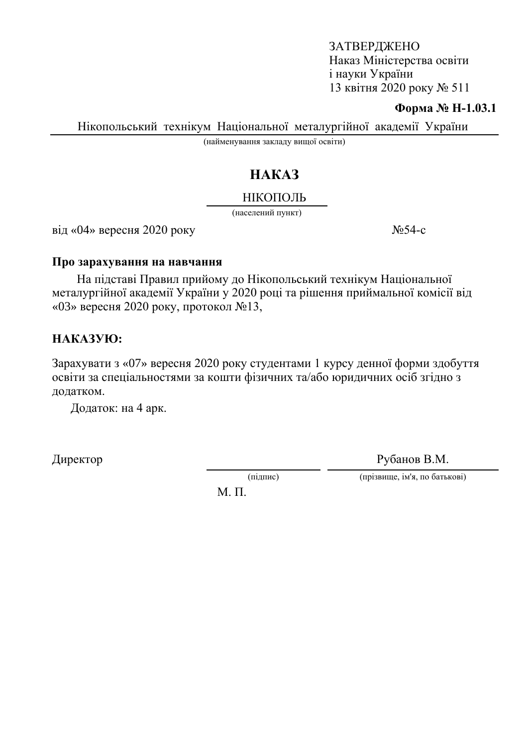ЗАТВЕРДЖЕНО
Наказ Міністерства освіти
і науки України
13 квітня 2020 року № 511

**Форма № Н-1.03.1**

Нікопольський технікум Національної металургійної академії України
(найменування закладу вищої освіти)

# НАКАЗ

НІКОПОЛЬ
(населений пункт)

від «04» вересня 2020 року №54-с

**Про зарахування на навчання**

На підставі Правил прийому до Нікопольський технікум Національної металургійної академії України у 2020 році та рішення приймальної комісії від «03» вересня 2020 року, протокол №13,

**НАКАЗУЮ:**

Зарахувати з «07» вересня 2020 року студентами 1 курсу денної форми здобуття освіти за спеціальностями за кошти фізичних та/або юридичних осіб згідно з додатком.

Додаток: на 4 арк.

Директор ______________ Рубанов В.М.
(підпис) (прізвище, ім'я, по батькові)

М. П.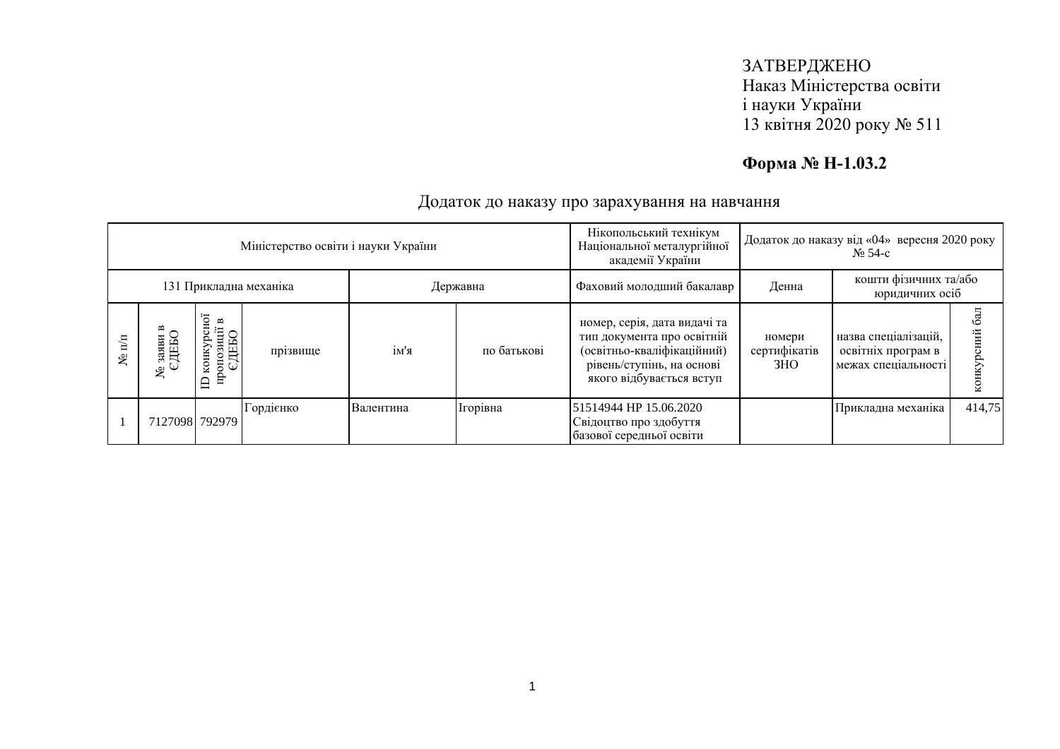ЗАТВЕРДЖЕНО
Наказ Міністерства освіти
і науки України
13 квітня 2020 року № 511

**Форма № Н-1.03.2**

## Додаток до наказу про зарахування на навчання

| Міністерство освіти і науки України | | | | | | Нікопольський технікум Національної металургійної академії України | Додаток до наказу від «04» вересня 2020 року № 54-с | | |
|---|---|---|---|---|---|---|---|---|---|
| 131 Прикладна механіка | | | | Державна | | Фаховий молодший бакалавр | Денна | кошти фізичних та/або юридичних осіб | |
| № п/п | № заяви в ЄДЕБО | ID конкурсної пропозиції в ЄДЕБО | прізвище | ім'я | по батькові | номер, серія, дата видачі та тип документа про освітній (освітньо-кваліфікаційний) рівень/ступінь, на основі якого відбувається вступ | номери сертифікатів ЗНО | назва спеціалізацій, освітніх програм в межах спеціальності | конкурсний бал |
| 1 | 7127098 | 792979 | Гордієнко | Валентина | Ігорівна | 51514944 НР 15.06.2020 Свідоцтво про здобуття базової середньої освіти | | Прикладна механіка | 414,75 |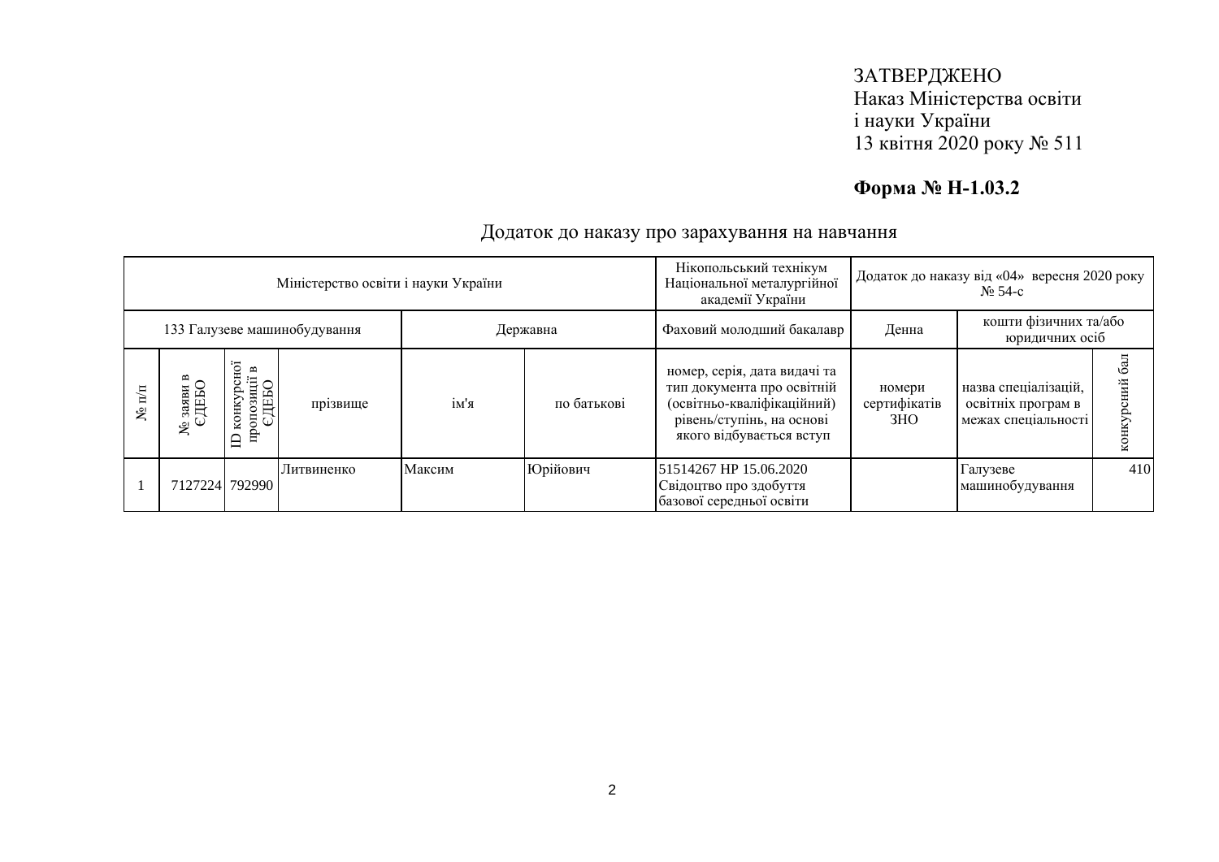ЗАТВЕРДЖЕНО
Наказ Міністерства освіти
і науки України
13 квітня 2020 року № 511

**Форма № Н-1.03.2**

## Додаток до наказу про зарахування на навчання

| Міністерство освіти і науки України | | | | | | Нікопольський технікум Національної металургійної академії України | Додаток до наказу від «04» вересня 2020 року № 54-с | | |
|---|---|---|---|---|---|---|---|---|---|
| 133 Галузеве машинобудування | | | | Державна | | Фаховий молодший бакалавр | Денна | кошти фізичних та/або юридичних осіб | |
| № п/п | № заяви в ЄДЕБО | ID конкурсної пропозиції в ЄДЕБО | прізвище | ім'я | по батькові | номер, серія, дата видачі та тип документа про освітній (освітньо-кваліфікаційний) рівень/ступінь, на основі якого відбувається вступ | номери сертифікатів ЗНО | назва спеціалізацій, освітніх програм в межах спеціальності | конкурсний бал |
| 1 | 7127224 | 792990 | Литвиненко | Максим | Юрійович | 51514267 НР 15.06.2020 Свідоцтво про здобуття базової середньої освіти | | Галузеве машинобудування | 410 |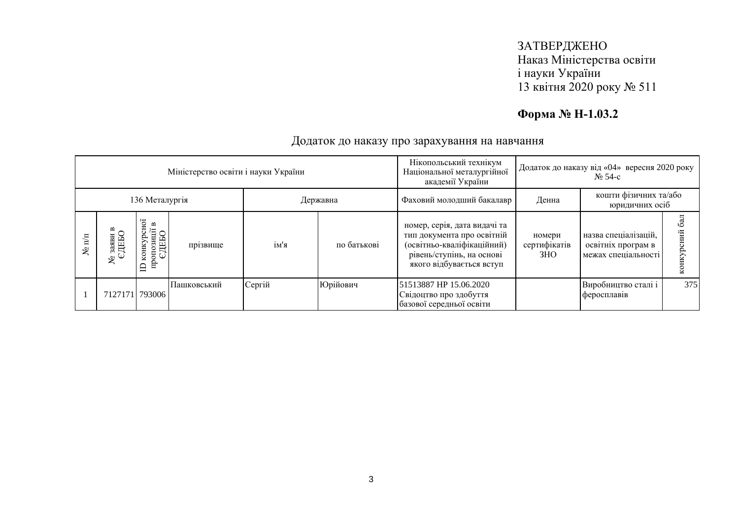ЗАТВЕРДЖЕНО
Наказ Міністерства освіти
і науки України
13 квітня 2020 року № 511

**Форма № Н-1.03.2**

## Додаток до наказу про зарахування на навчання

| Міністерство освіти і науки України | | | | | | Нікопольський технікум Національної металургійної академії України | Додаток до наказу від «04» вересня 2020 року № 54-с | | |
|---|---|---|---|---|---|---|---|---|---|
| 136 Металургія | | | | Державна | | Фаховий молодший бакалавр | Денна | кошти фізичних та/або юридичних осіб | |
| № п/п | № заяви в ЄДЕБО | ID конкурсної пропозиції в ЄДЕБО | прізвище | ім'я | по батькові | номер, серія, дата видачі та тип документа про освітній (освітньо-кваліфікаційний) рівень/ступінь, на основі якого відбувається вступ | номери сертифікатів ЗНО | назва спеціалізацій, освітніх програм в межах спеціальності | конкурсний бал |
| 1 | 7127171 | 793006 | Пашковський | Сергій | Юрійович | 51513887 НР 15.06.2020 Свідоцтво про здобуття базової середньої освіти | | Виробництво сталі і феросплавів | 375 |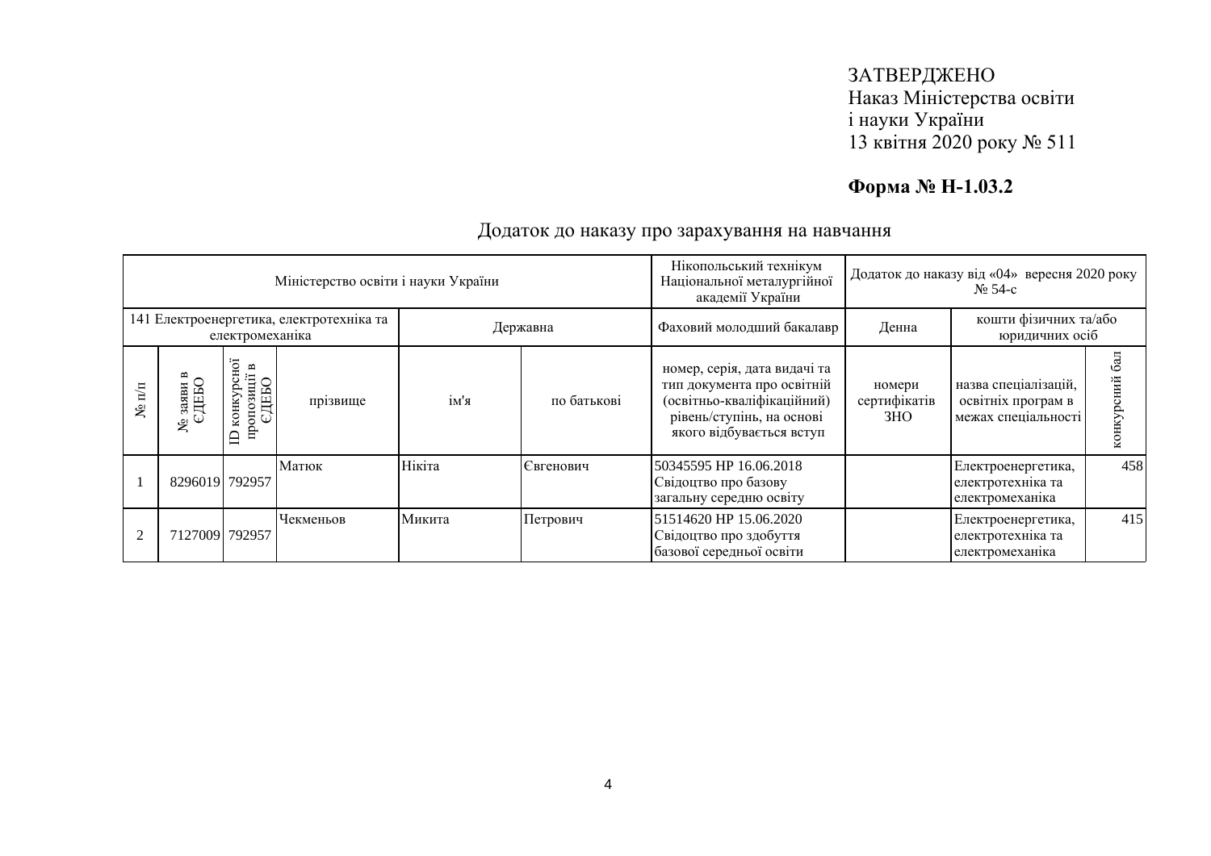ЗАТВЕРДЖЕНО
Наказ Міністерства освіти
і науки України
13 квітня 2020 року № 511

**Форма № Н-1.03.2**

## Додаток до наказу про зарахування на навчання

| Міністерство освіти і науки України | | | | | | Нікопольський технікум Національної металургійної академії України | Додаток до наказу від «04» вересня 2020 року № 54-с | | |
|---|---|---|---|---|---|---|---|---|---|
| 141 Електроенергетика, електротехніка та електромеханіка | | | | Державна | | Фаховий молодший бакалавр | Денна | кошти фізичних та/або юридичних осіб | |
| № п/п | № заяви в ЄДЕБО | ID конкурсної пропозиції в ЄДЕБО | прізвище | ім'я | по батькові | номер, серія, дата видачі та тип документа про освітній (освітньо-кваліфікаційний) рівень/ступінь, на основі якого відбувається вступ | номери сертифікатів ЗНО | назва спеціалізацій, освітніх програм в межах спеціальності | конкурсний бал |
| 1 | 8296019 | 792957 | Матюк | Нікіта | Євгенович | 50345595 НР 16.06.2018 Свідоцтво про базову загальну середню освіту | | Електроенергетика, електротехніка та електромеханіка | 458 |
| 2 | 7127009 | 792957 | Чекменьов | Микита | Петрович | 51514620 НР 15.06.2020 Свідоцтво про здобуття базової середньої освіти | | Електроенергетика, електротехніка та електромеханіка | 415 |